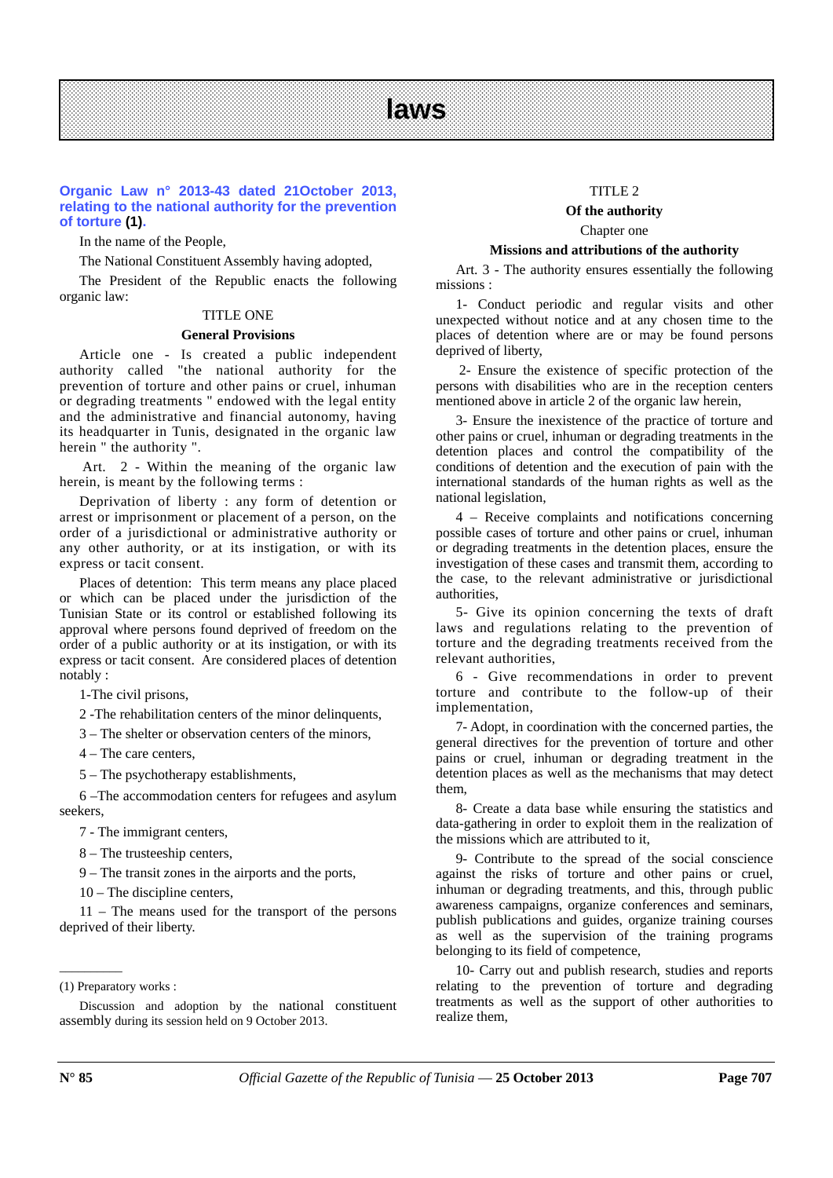# laws

## Organic Law n° 2013-43 dated 21October 2013, relating to the national authority for the prevention of torture (1).

In the name of the People,

The National Constituent Assembly having adopted,

The President of the Republic enacts the following organic law:

### TITLE ONE

### General Provisions

Article one - Is created a public independent authority called "the national authority for the prevention of torture and other pains or cruel, inhuman or degrading treatments " endowed with the legal entity and the administrative and financial autonomy, having its headquarter in Tunis, designated in the organic law herein " the authority ".

Art. 2 - Within the meaning of the organic law herein, is meant by the following terms :

Deprivation of liberty : any form of detention or arrest or imprisonment or placement of a person, on the order of a jurisdictional or administrative authority or any other authority, or at its instigation, or with its express or tacit consent.

Places of detention: This term means any place placed or which can be placed under the jurisdiction of the Tunisian State or its control or established following its approval where persons found deprived of freedom on the order of a public authority or at its instigation, or with its express or tacit consent. Are considered places of detention notably :

1-The civil prisons,

2 -The rehabilitation centers of the minor delinquents,

3 – The shelter or observation centers of the minors,

4 – The care centers,

5 – The psychotherapy establishments,

6 –The accommodation centers for refugees and asylum seekers,

7 - The immigrant centers,

8 – The trusteeship centers,

9 – The transit zones in the airports and the ports,

10 – The discipline centers,

11 – The means used for the transport of the persons deprived of their liberty.

### TITLE 2

### Of the authority

#### Chapter one

#### Missions and attributions of the authority

Art. 3 - The authority ensures essentially the following missions :

1- Conduct periodic and regular visits and other unexpected without notice and at any chosen time to the places of detention where are or may be found persons deprived of liberty,

2- Ensure the existence of specific protection of the persons with disabilities who are in the reception centers mentioned above in article 2 of the organic law herein,

3- Ensure the inexistence of the practice of torture and other pains or cruel, inhuman or degrading treatments in the detention places and control the compatibility of the conditions of detention and the execution of pain with the international standards of the human rights as well as the national legislation,

4 – Receive complaints and notifications concerning possible cases of torture and other pains or cruel, inhuman or degrading treatments in the detention places, ensure the investigation of these cases and transmit them, according to the case, to the relevant administrative or jurisdictional authorities,

5- Give its opinion concerning the texts of draft laws and regulations relating to the prevention of torture and the degrading treatments received from the relevant authorities,

6 - Give recommendations in order to prevent torture and contribute to the follow-up of their implementation,

7- Adopt, in coordination with the concerned parties, the general directives for the prevention of torture and other pains or cruel, inhuman or degrading treatment in the detention places as well as the mechanisms that may detect them,

8- Create a data base while ensuring the statistics and data-gathering in order to exploit them in the realization of the missions which are attributed to it,

9- Contribute to the spread of the social conscience against the risks of torture and other pains or cruel, inhuman or degrading treatments, and this, through public awareness campaigns, organize conferences and seminars, publish publications and guides, organize training courses as well as the supervision of the training programs belonging to its field of competence,

10- Carry out and publish research, studies and reports relating to the prevention of torture and degrading treatments as well as the support of other authorities to realize them,

---

(1) Preparatory works :

Discussion and adoption by the national constituent assembly during its session held on 9 October 2013.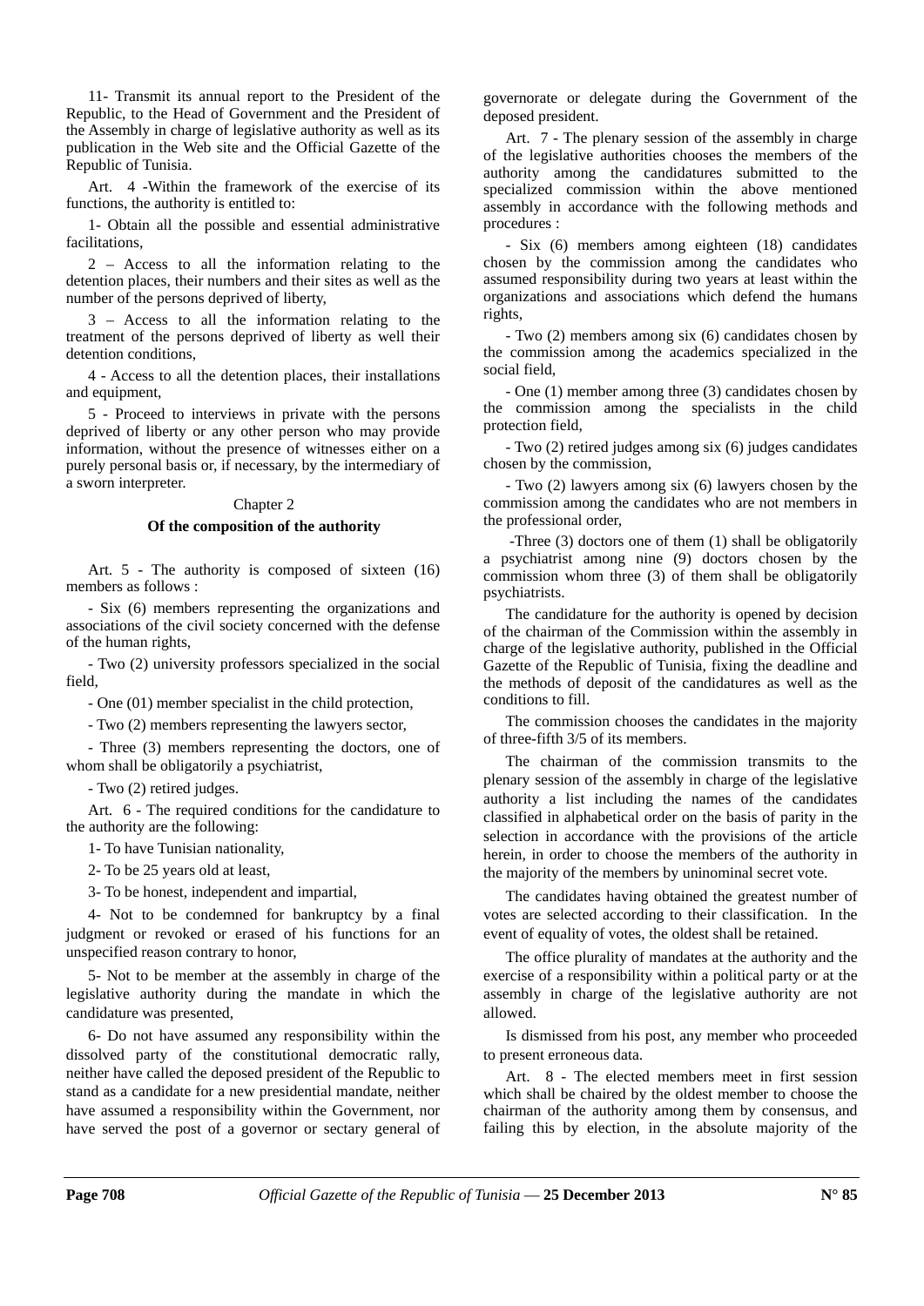11- Transmit its annual report to the President of the Republic, to the Head of Government and the President of the Assembly in charge of legislative authority as well as its publication in the Web site and the Official Gazette of the Republic of Tunisia.

Art. 4 -Within the framework of the exercise of its functions, the authority is entitled to:

1- Obtain all the possible and essential administrative facilitations,

2 – Access to all the information relating to the detention places, their numbers and their sites as well as the number of the persons deprived of liberty,

3 – Access to all the information relating to the treatment of the persons deprived of liberty as well their detention conditions,

4 - Access to all the detention places, their installations and equipment,

5 - Proceed to interviews in private with the persons deprived of liberty or any other person who may provide information, without the presence of witnesses either on a purely personal basis or, if necessary, by the intermediary of a sworn interpreter.

## Chapter 2

### Of the composition of the authority

Art. 5 - The authority is composed of sixteen (16) members as follows :

- Six (6) members representing the organizations and associations of the civil society concerned with the defense of the human rights,

- Two (2) university professors specialized in the social field,

- One (01) member specialist in the child protection,

- Two (2) members representing the lawyers sector,

- Three (3) members representing the doctors, one of whom shall be obligatorily a psychiatrist,

- Two (2) retired judges.

Art. 6 - The required conditions for the candidature to the authority are the following:

1- To have Tunisian nationality,

2- To be 25 years old at least,

3- To be honest, independent and impartial,

4- Not to be condemned for bankruptcy by a final judgment or revoked or erased of his functions for an unspecified reason contrary to honor,

5- Not to be member at the assembly in charge of the legislative authority during the mandate in which the candidature was presented,

6- Do not have assumed any responsibility within the dissolved party of the constitutional democratic rally, neither have called the deposed president of the Republic to stand as a candidate for a new presidential mandate, neither have assumed a responsibility within the Government, nor have served the post of a governor or sectary general of governorate or delegate during the Government of the deposed president.

Art. 7 - The plenary session of the assembly in charge of the legislative authorities chooses the members of the authority among the candidatures submitted to the specialized commission within the above mentioned assembly in accordance with the following methods and procedures :

- Six (6) members among eighteen (18) candidates chosen by the commission among the candidates who assumed responsibility during two years at least within the organizations and associations which defend the humans rights,

- Two (2) members among six (6) candidates chosen by the commission among the academics specialized in the social field,

- One (1) member among three (3) candidates chosen by the commission among the specialists in the child protection field,

- Two (2) retired judges among six (6) judges candidates chosen by the commission,

- Two (2) lawyers among six (6) lawyers chosen by the commission among the candidates who are not members in the professional order,

-Three (3) doctors one of them (1) shall be obligatorily a psychiatrist among nine (9) doctors chosen by the commission whom three (3) of them shall be obligatorily psychiatrists.

The candidature for the authority is opened by decision of the chairman of the Commission within the assembly in charge of the legislative authority, published in the Official Gazette of the Republic of Tunisia, fixing the deadline and the methods of deposit of the candidatures as well as the conditions to fill.

The commission chooses the candidates in the majority of three-fifth 3/5 of its members.

The chairman of the commission transmits to the plenary session of the assembly in charge of the legislative authority a list including the names of the candidates classified in alphabetical order on the basis of parity in the selection in accordance with the provisions of the article herein, in order to choose the members of the authority in the majority of the members by uninominal secret vote.

The candidates having obtained the greatest number of votes are selected according to their classification. In the event of equality of votes, the oldest shall be retained.

The office plurality of mandates at the authority and the exercise of a responsibility within a political party or at the assembly in charge of the legislative authority are not allowed.

Is dismissed from his post, any member who proceeded to present erroneous data.

Art. 8 - The elected members meet in first session which shall be chaired by the oldest member to choose the chairman of the authority among them by consensus, and failing this by election, in the absolute majority of the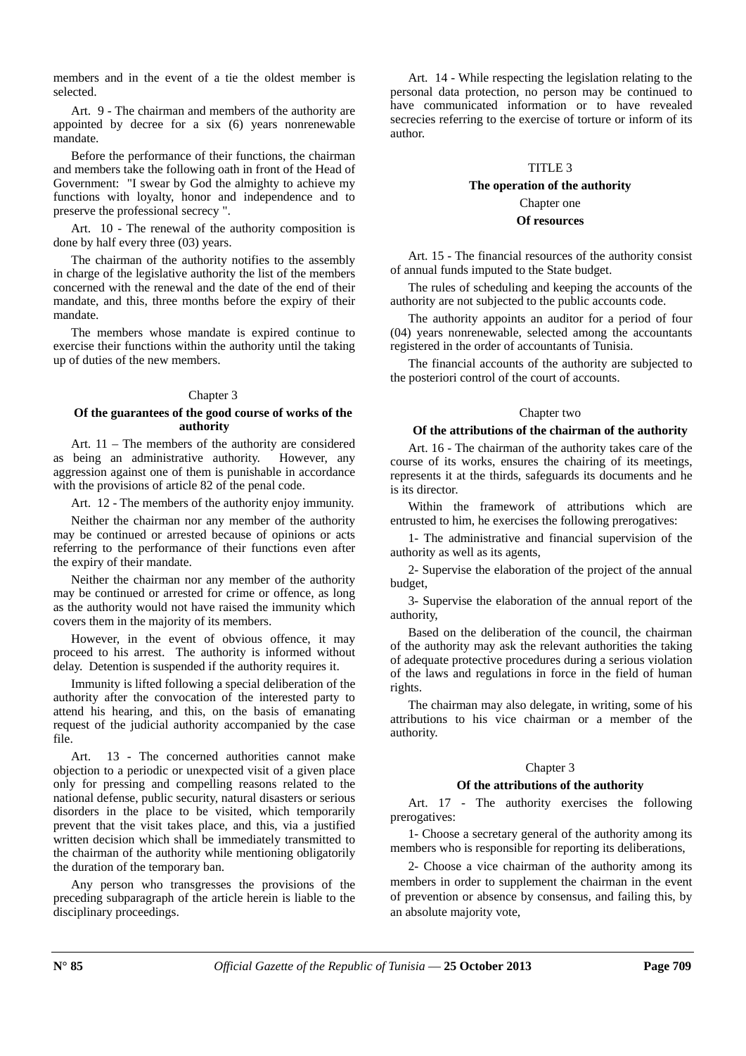members and in the event of a tie the oldest member is selected.

Art. 9 - The chairman and members of the authority are appointed by decree for a six (6) years nonrenewable mandate.

Before the performance of their functions, the chairman and members take the following oath in front of the Head of Government: "I swear by God the almighty to achieve my functions with loyalty, honor and independence and to preserve the professional secrecy ".

Art. 10 - The renewal of the authority composition is done by half every three (03) years.

The chairman of the authority notifies to the assembly in charge of the legislative authority the list of the members concerned with the renewal and the date of the end of their mandate, and this, three months before the expiry of their mandate.

The members whose mandate is expired continue to exercise their functions within the authority until the taking up of duties of the new members.

### Chapter 3

### Of the guarantees of the good course of works of the authority

Art. 11 – The members of the authority are considered as being an administrative authority. However, any aggression against one of them is punishable in accordance with the provisions of article 82 of the penal code.

Art. 12 - The members of the authority enjoy immunity.

Neither the chairman nor any member of the authority may be continued or arrested because of opinions or acts referring to the performance of their functions even after the expiry of their mandate.

Neither the chairman nor any member of the authority may be continued or arrested for crime or offence, as long as the authority would not have raised the immunity which covers them in the majority of its members.

However, in the event of obvious offence, it may proceed to his arrest. The authority is informed without delay. Detention is suspended if the authority requires it.

Immunity is lifted following a special deliberation of the authority after the convocation of the interested party to attend his hearing, and this, on the basis of emanating request of the judicial authority accompanied by the case file.

Art. 13 - The concerned authorities cannot make objection to a periodic or unexpected visit of a given place only for pressing and compelling reasons related to the national defense, public security, natural disasters or serious disorders in the place to be visited, which temporarily prevent that the visit takes place, and this, via a justified written decision which shall be immediately transmitted to the chairman of the authority while mentioning obligatorily the duration of the temporary ban.

Any person who transgresses the provisions of the preceding subparagraph of the article herein is liable to the disciplinary proceedings.

Art. 14 - While respecting the legislation relating to the personal data protection, no person may be continued to have communicated information or to have revealed secrecies referring to the exercise of torture or inform of its author.

## TITLE 3

## The operation of the authority

### Chapter one

### Of resources

Art. 15 - The financial resources of the authority consist of annual funds imputed to the State budget.

The rules of scheduling and keeping the accounts of the authority are not subjected to the public accounts code.

The authority appoints an auditor for a period of four (04) years nonrenewable, selected among the accountants registered in the order of accountants of Tunisia.

The financial accounts of the authority are subjected to the posteriori control of the court of accounts.

### Chapter two

### Of the attributions of the chairman of the authority

Art. 16 - The chairman of the authority takes care of the course of its works, ensures the chairing of its meetings, represents it at the thirds, safeguards its documents and he is its director.

Within the framework of attributions which are entrusted to him, he exercises the following prerogatives:

1- The administrative and financial supervision of the authority as well as its agents,

2- Supervise the elaboration of the project of the annual budget,

3- Supervise the elaboration of the annual report of the authority,

Based on the deliberation of the council, the chairman of the authority may ask the relevant authorities the taking of adequate protective procedures during a serious violation of the laws and regulations in force in the field of human rights.

The chairman may also delegate, in writing, some of his attributions to his vice chairman or a member of the authority.

### Chapter 3

### Of the attributions of the authority

Art. 17 - The authority exercises the following prerogatives:

1- Choose a secretary general of the authority among its members who is responsible for reporting its deliberations,

2- Choose a vice chairman of the authority among its members in order to supplement the chairman in the event of prevention or absence by consensus, and failing this, by an absolute majority vote,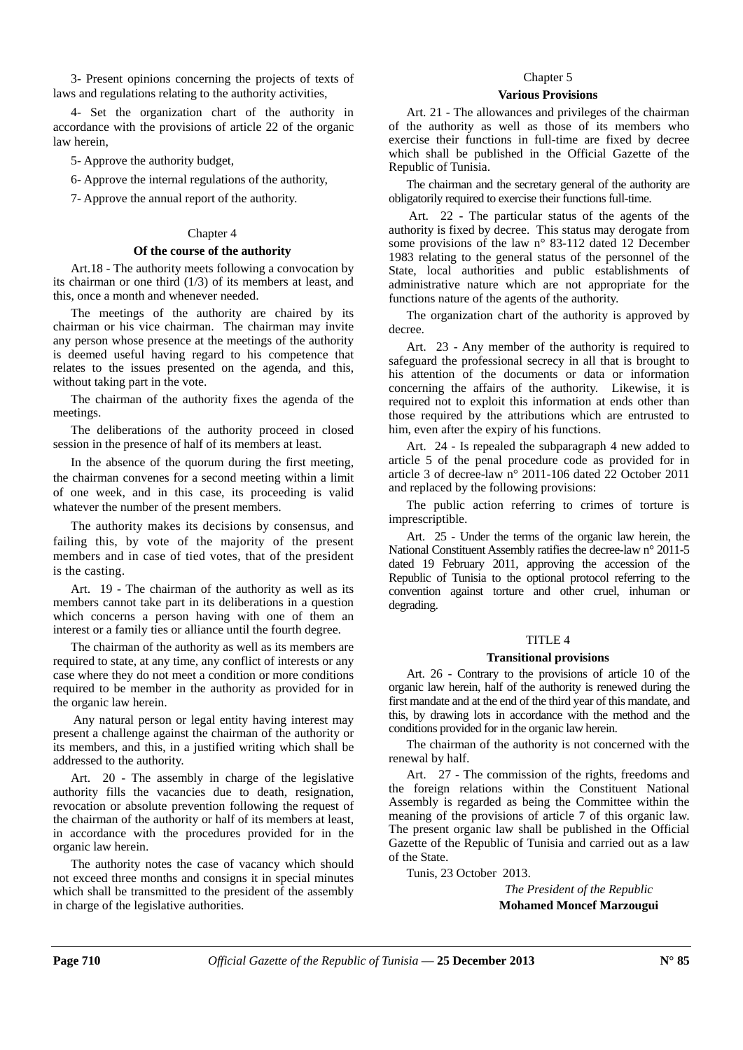3- Present opinions concerning the projects of texts of laws and regulations relating to the authority activities,

4- Set the organization chart of the authority in accordance with the provisions of article 22 of the organic law herein,

5- Approve the authority budget,

6- Approve the internal regulations of the authority,

7- Approve the annual report of the authority.

## Chapter 4

### Of the course of the authority

Art.18 - The authority meets following a convocation by its chairman or one third (1/3) of its members at least, and this, once a month and whenever needed.

The meetings of the authority are chaired by its chairman or his vice chairman. The chairman may invite any person whose presence at the meetings of the authority is deemed useful having regard to his competence that relates to the issues presented on the agenda, and this, without taking part in the vote.

The chairman of the authority fixes the agenda of the meetings.

The deliberations of the authority proceed in closed session in the presence of half of its members at least.

In the absence of the quorum during the first meeting, the chairman convenes for a second meeting within a limit of one week, and in this case, its proceeding is valid whatever the number of the present members.

The authority makes its decisions by consensus, and failing this, by vote of the majority of the present members and in case of tied votes, that of the president is the casting.

Art. 19 - The chairman of the authority as well as its members cannot take part in its deliberations in a question which concerns a person having with one of them an interest or a family ties or alliance until the fourth degree.

The chairman of the authority as well as its members are required to state, at any time, any conflict of interests or any case where they do not meet a condition or more conditions required to be member in the authority as provided for in the organic law herein.

Any natural person or legal entity having interest may present a challenge against the chairman of the authority or its members, and this, in a justified writing which shall be addressed to the authority.

Art. 20 - The assembly in charge of the legislative authority fills the vacancies due to death, resignation, revocation or absolute prevention following the request of the chairman of the authority or half of its members at least, in accordance with the procedures provided for in the organic law herein.

The authority notes the case of vacancy which should not exceed three months and consigns it in special minutes which shall be transmitted to the president of the assembly in charge of the legislative authorities.

## Chapter 5

### Various Provisions

Art. 21 - The allowances and privileges of the chairman of the authority as well as those of its members who exercise their functions in full-time are fixed by decree which shall be published in the Official Gazette of the Republic of Tunisia.

The chairman and the secretary general of the authority are obligatorily required to exercise their functions full-time.

Art. 22 - The particular status of the agents of the authority is fixed by decree. This status may derogate from some provisions of the law n° 83-112 dated 12 December 1983 relating to the general status of the personnel of the State, local authorities and public establishments of administrative nature which are not appropriate for the functions nature of the agents of the authority.

The organization chart of the authority is approved by decree.

Art. 23 - Any member of the authority is required to safeguard the professional secrecy in all that is brought to his attention of the documents or data or information concerning the affairs of the authority. Likewise, it is required not to exploit this information at ends other than those required by the attributions which are entrusted to him, even after the expiry of his functions.

Art. 24 - Is repealed the subparagraph 4 new added to article 5 of the penal procedure code as provided for in article 3 of decree-law n° 2011-106 dated 22 October 2011 and replaced by the following provisions:

The public action referring to crimes of torture is imprescriptible.

Art. 25 - Under the terms of the organic law herein, the National Constituent Assembly ratifies the decree-law n° 2011-5 dated 19 February 2011, approving the accession of the Republic of Tunisia to the optional protocol referring to the convention against torture and other cruel, inhuman or degrading.

## TITLE 4

### Transitional provisions

Art. 26 - Contrary to the provisions of article 10 of the organic law herein, half of the authority is renewed during the first mandate and at the end of the third year of this mandate, and this, by drawing lots in accordance with the method and the conditions provided for in the organic law herein.

The chairman of the authority is not concerned with the renewal by half.

Art. 27 - The commission of the rights, freedoms and the foreign relations within the Constituent National Assembly is regarded as being the Committee within the meaning of the provisions of article 7 of this organic law. The present organic law shall be published in the Official Gazette of the Republic of Tunisia and carried out as a law of the State.

Tunis, 23 October 2013.

*The President of the Republic*

**Mohamed Moncef Marzougui**